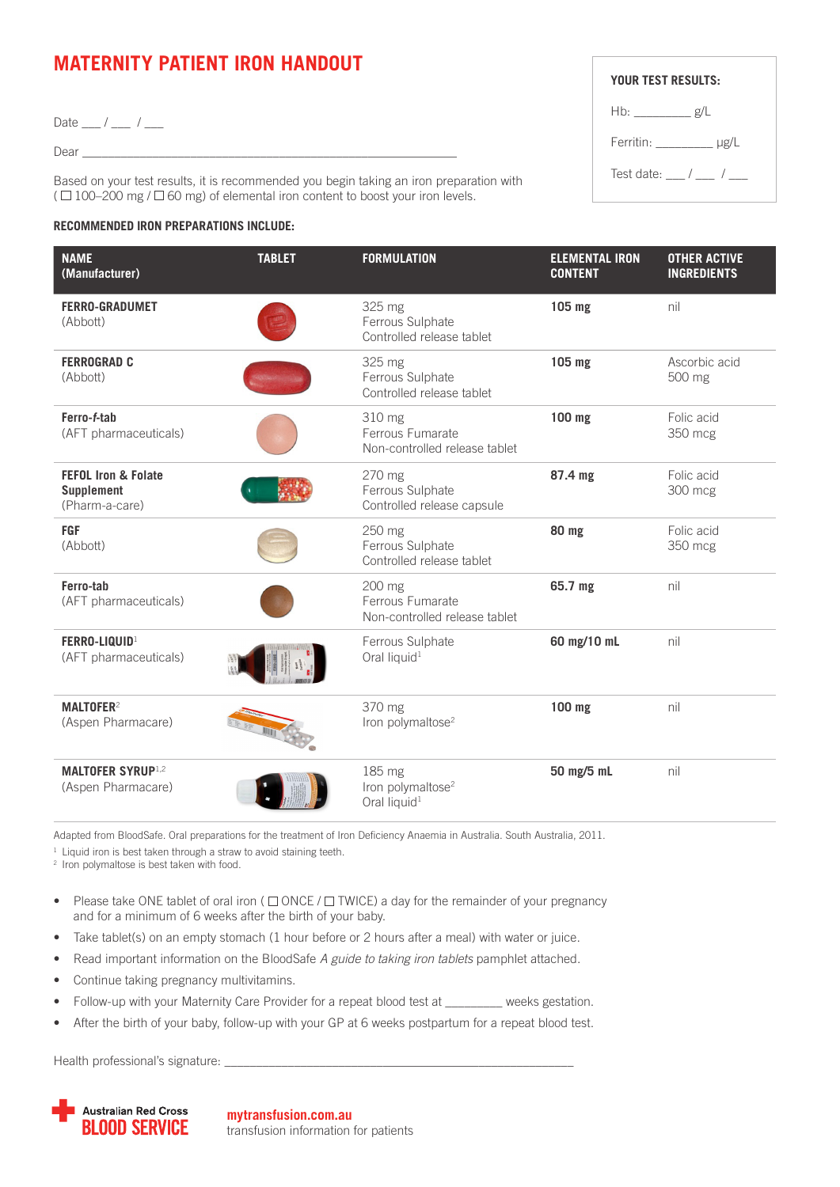# MATERNITY PATIENT IRON HANDOUT

Date ___ / ___ / ___

Dear ____________________________________________

**YOUR TEST RESULTS:**

Hb: ________ g/L

Ferritin: ________ µg/L

Test date: ___ / ___ / ___

Based on your test results, it is recommended you begin taking an iron preparation with ( ☐ 100–200 mg / ☐ 60 mg) of elemental iron content to boost your iron levels.

**RECOMMENDED IRON PREPARATIONS INCLUDE:**

| NAME (Manufacturer) | TABLET | FORMULATION | ELEMENTAL IRON CONTENT | OTHER ACTIVE INGREDIENTS |
|---|---|---|---|---|
| **FERRO-GRADUMET** (Abbott) | | 325 mg Ferrous Sulphate Controlled release tablet | **105 mg** | nil |
| **FERROGRAD C** (Abbott) | | 325 mg Ferrous Sulphate Controlled release tablet | **105 mg** | Ascorbic acid 500 mg |
| **Ferro-*f*-tab** (AFT pharmaceuticals) | | 310 mg Ferrous Fumarate Non-controlled release tablet | **100 mg** | Folic acid 350 mcg |
| **FEFOL Iron & Folate Supplement** (Pharm-a-care) | | 270 mg Ferrous Sulphate Controlled release capsule | **87.4 mg** | Folic acid 300 mcg |
| **FGF** (Abbott) | | 250 mg Ferrous Sulphate Controlled release tablet | **80 mg** | Folic acid 350 mcg |
| **Ferro-tab** (AFT pharmaceuticals) | | 200 mg Ferrous Fumarate Non-controlled release tablet | **65.7 mg** | nil |
| **FERRO-LIQUID**[1] (AFT pharmaceuticals) | | Ferrous Sulphate Oral liquid[1] | **60 mg/10 mL** | nil |
| **MALTOFER**[2] (Aspen Pharmacare) | | 370 mg Iron polymaltose[2] | **100 mg** | nil |
| **MALTOFER SYRUP**[1,2] (Aspen Pharmacare) | | 185 mg Iron polymaltose[2] Oral liquid[1] | **50 mg/5 mL** | nil |

Adapted from BloodSafe. Oral preparations for the treatment of Iron Deficiency Anaemia in Australia. South Australia, 2011.

[1] Liquid iron is best taken through a straw to avoid staining teeth.
[2] Iron polymaltose is best taken with food.

- Please take ONE tablet of oral iron ( ☐ ONCE / ☐ TWICE) a day for the remainder of your pregnancy and for a minimum of 6 weeks after the birth of your baby.
- Take tablet(s) on an empty stomach (1 hour before or 2 hours after a meal) with water or juice.
- Read important information on the BloodSafe *A guide to taking iron tablets* pamphlet attached.
- Continue taking pregnancy multivitamins.
- Follow-up with your Maternity Care Provider for a repeat blood test at ________ weeks gestation.
- After the birth of your baby, follow-up with your GP at 6 weeks postpartum for a repeat blood test.

Health professional's signature: ____________________________________________

Australian Red Cross BLOOD SERVICE

**mytransfusion.com.au**
transfusion information for patients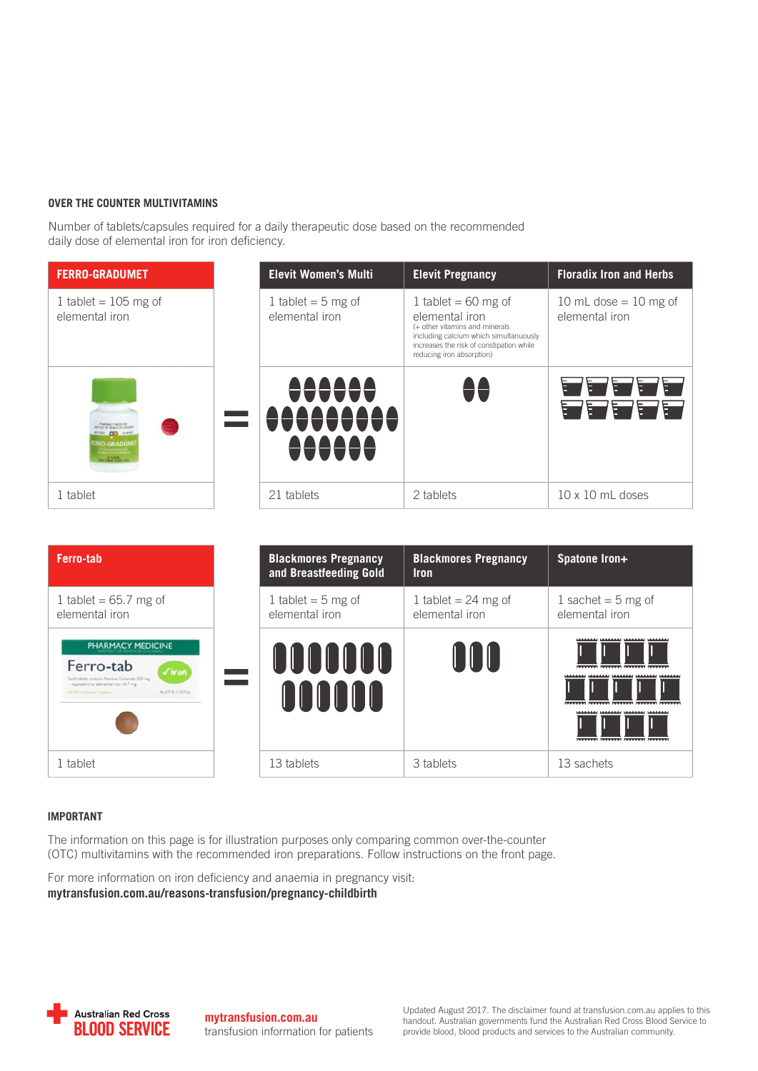## OVER THE COUNTER MULTIVITAMINS

Number of tablets/capsules required for a daily therapeutic dose based on the recommended daily dose of elemental iron for iron deficiency.

| FERRO-GRADUMET | | Elevit Women's Multi | Elevit Pregnancy | Floradix Iron and Herbs |
|---|---|---|---|---|
| 1 tablet = 105 mg of elemental iron | | 1 tablet = 5 mg of elemental iron | 1 tablet = 60 mg of elemental iron (+ other vitamins and minerals including calcium which simultanuously increases the risk of constipation while reducing iron absorption) | 10 mL dose = 10 mg of elemental iron |
| | = | | | |
| 1 tablet | | 21 tablets | 2 tablets | 10 x 10 mL doses |

| Ferro-tab | | Blackmores Pregnancy and Breastfeeding Gold | Blackmores Pregnancy Iron | Spatone Iron+ |
|---|---|---|---|---|
| 1 tablet = 65.7 mg of elemental iron | | 1 tablet = 5 mg of elemental iron | 1 tablet = 24 mg of elemental iron | 1 sachet = 5 mg of elemental iron |
| | = | | | |
| 1 tablet | | 13 tablets | 3 tablets | 13 sachets |

## IMPORTANT

The information on this page is for illustration purposes only comparing common over-the-counter (OTC) multivitamins with the recommended iron preparations. Follow instructions on the front page.

For more information on iron deficiency and anaemia in pregnancy visit:
**mytransfusion.com.au/reasons-transfusion/pregnancy-childbirth**

Australian Red Cross BLOOD SERVICE

**mytransfusion.com.au**
transfusion information for patients

Updated August 2017. The disclaimer found at transfusion.com.au applies to this handout. Australian governments fund the Australian Red Cross Blood Service to provide blood, blood products and services to the Australian community.